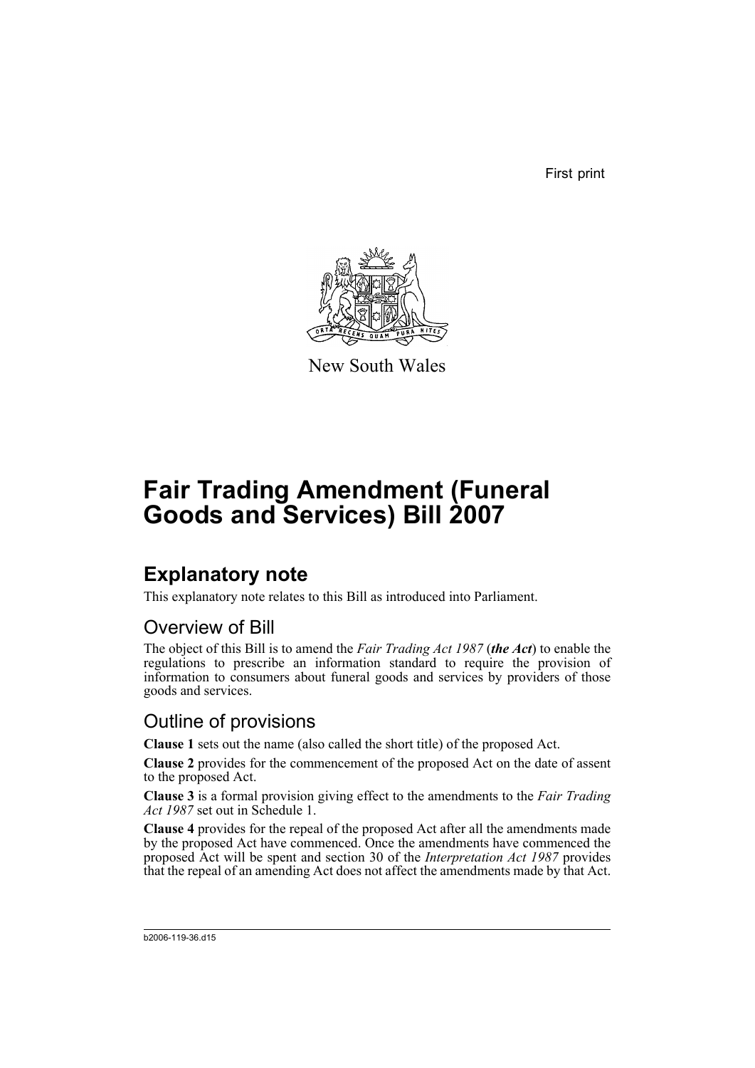First print

New South Wales

# Fair Trading Amendment (Funeral Goods and Services) Bill 2007

## Explanatory note

This explanatory note relates to this Bill as introduced into Parliament.

### Overview of Bill

The object of this Bill is to amend the *Fair Trading Act 1987* (***the Act***) to enable the regulations to prescribe an information standard to require the provision of information to consumers about funeral goods and services by providers of those goods and services.

### Outline of provisions

**Clause 1** sets out the name (also called the short title) of the proposed Act.

**Clause 2** provides for the commencement of the proposed Act on the date of assent to the proposed Act.

**Clause 3** is a formal provision giving effect to the amendments to the *Fair Trading Act 1987* set out in Schedule 1.

**Clause 4** provides for the repeal of the proposed Act after all the amendments made by the proposed Act have commenced. Once the amendments have commenced the proposed Act will be spent and section 30 of the *Interpretation Act 1987* provides that the repeal of an amending Act does not affect the amendments made by that Act.

b2006-119-36.d15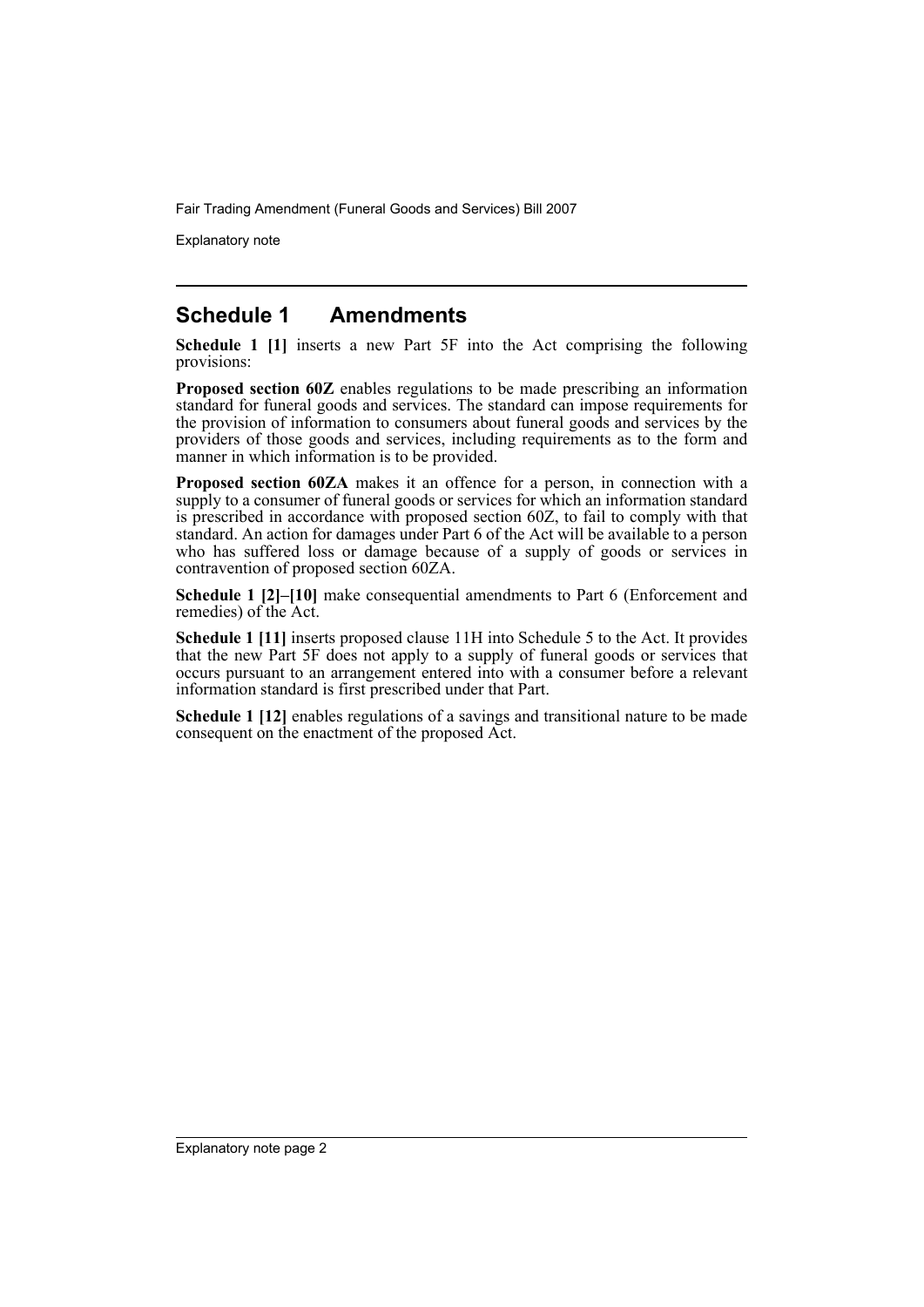## Schedule 1 Amendments

**Schedule 1 [1]** inserts a new Part 5F into the Act comprising the following provisions:

**Proposed section 60Z** enables regulations to be made prescribing an information standard for funeral goods and services. The standard can impose requirements for the provision of information to consumers about funeral goods and services by the providers of those goods and services, including requirements as to the form and manner in which information is to be provided.

**Proposed section 60ZA** makes it an offence for a person, in connection with a supply to a consumer of funeral goods or services for which an information standard is prescribed in accordance with proposed section 60Z, to fail to comply with that standard. An action for damages under Part 6 of the Act will be available to a person who has suffered loss or damage because of a supply of goods or services in contravention of proposed section 60ZA.

**Schedule 1 [2]–[10]** make consequential amendments to Part 6 (Enforcement and remedies) of the Act.

**Schedule 1 [11]** inserts proposed clause 11H into Schedule 5 to the Act. It provides that the new Part 5F does not apply to a supply of funeral goods or services that occurs pursuant to an arrangement entered into with a consumer before a relevant information standard is first prescribed under that Part.

**Schedule 1 [12]** enables regulations of a savings and transitional nature to be made consequent on the enactment of the proposed Act.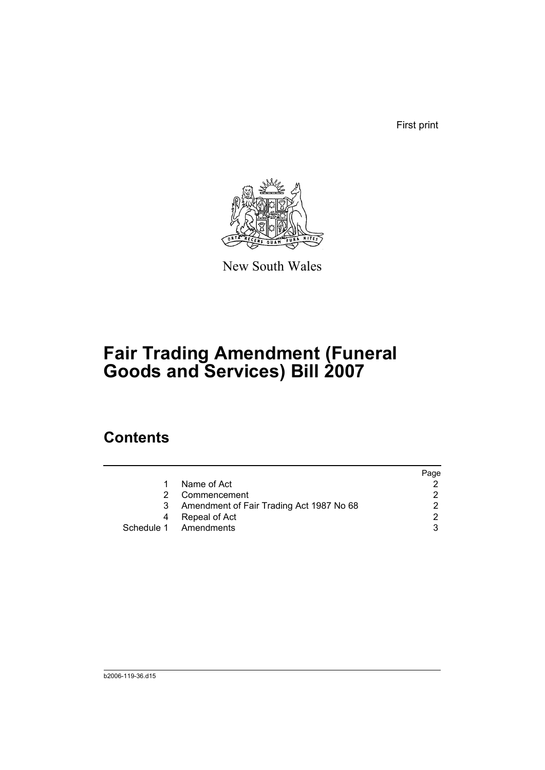First print

New South Wales

# Fair Trading Amendment (Funeral Goods and Services) Bill 2007

## Contents

| | | Page |
|---|---|---|
| 1 | Name of Act | 2 |
| 2 | Commencement | 2 |
| 3 | Amendment of Fair Trading Act 1987 No 68 | 2 |
| 4 | Repeal of Act | 2 |
| Schedule 1 | Amendments | 3 |

b2006-119-36.d15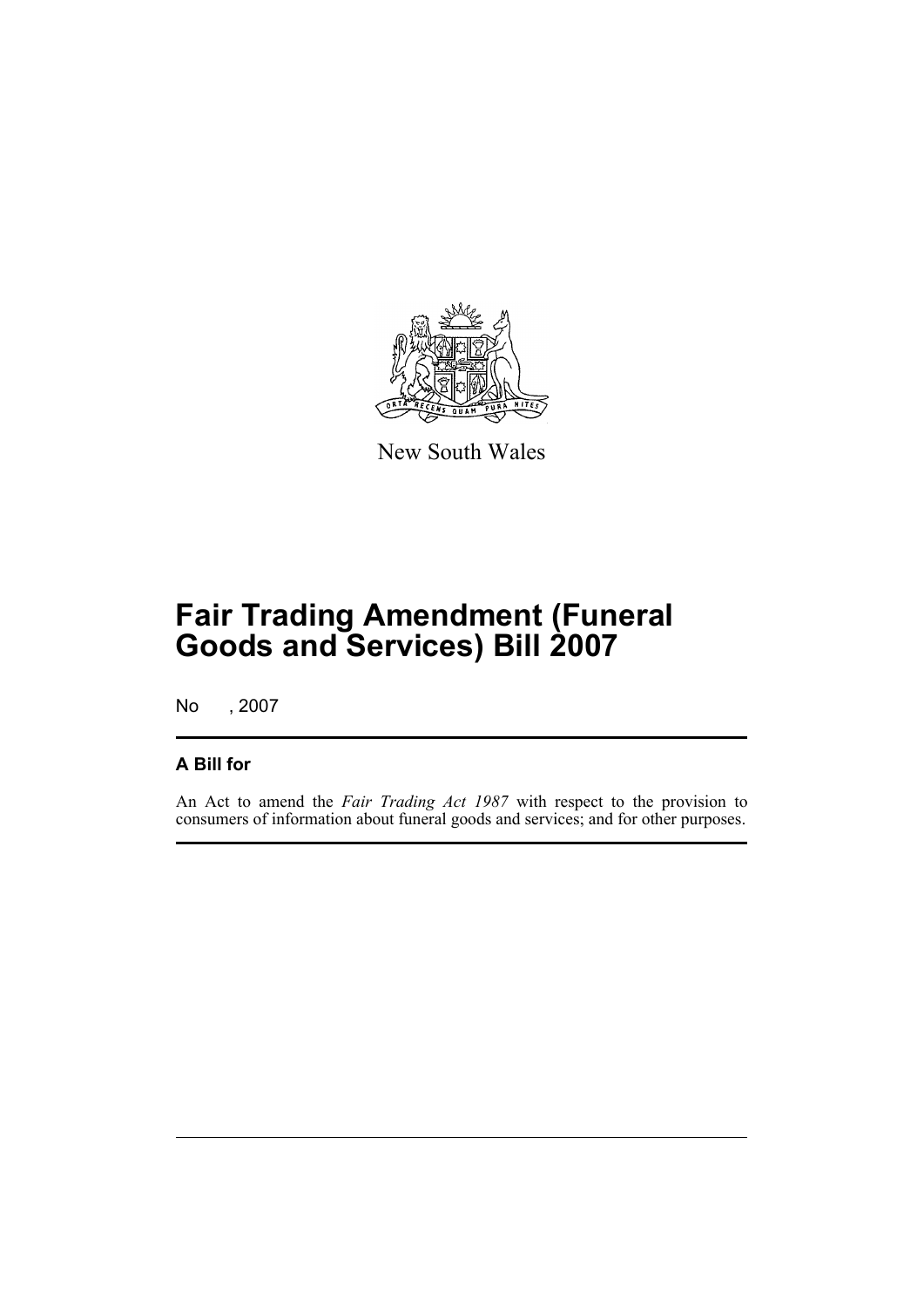New South Wales

# Fair Trading Amendment (Funeral Goods and Services) Bill 2007

No , 2007

## A Bill for

An Act to amend the *Fair Trading Act 1987* with respect to the provision to consumers of information about funeral goods and services; and for other purposes.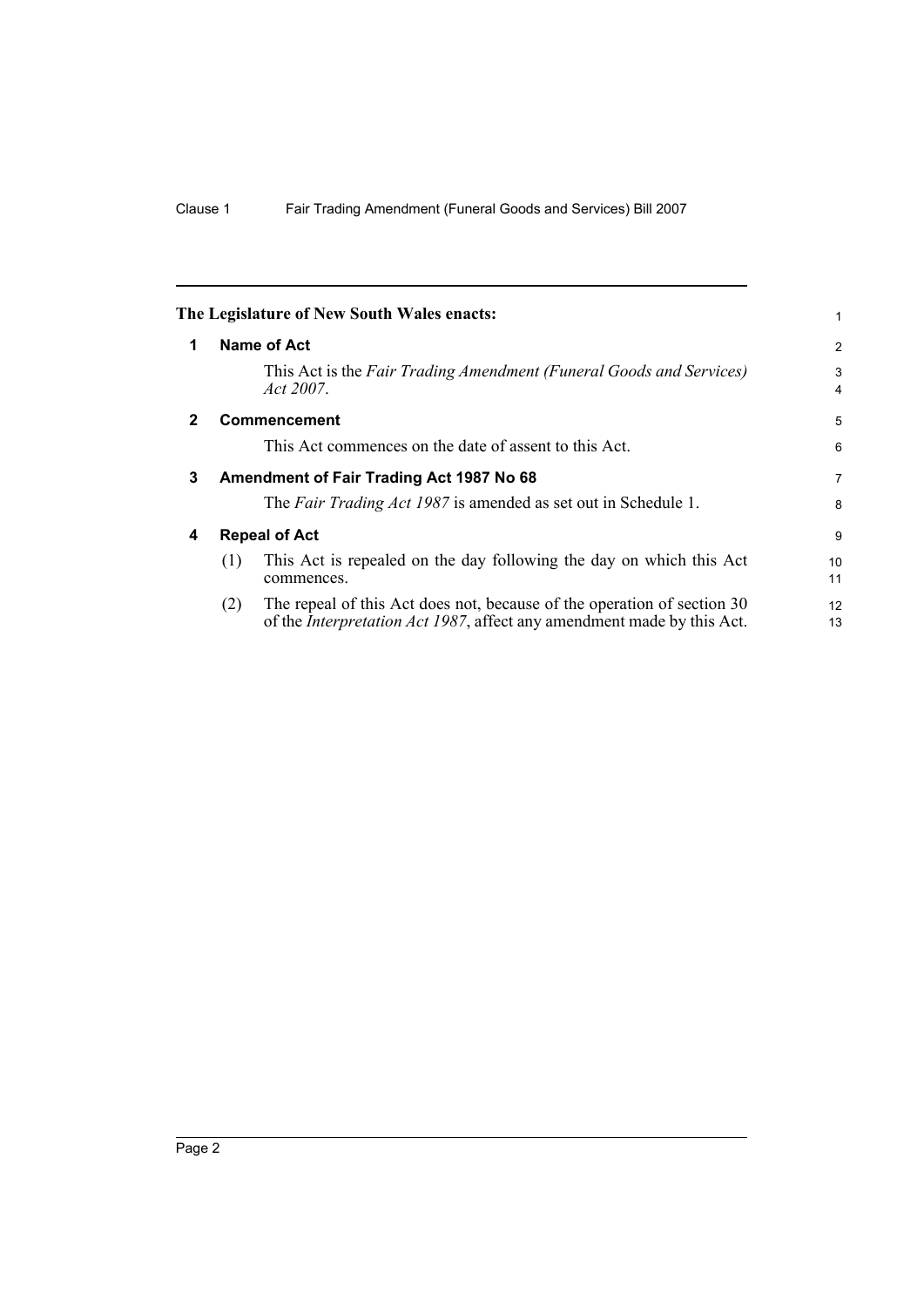The Legislature of New South Wales enacts:

## 1 Name of Act

This Act is the *Fair Trading Amendment (Funeral Goods and Services) Act 2007*.

## 2 Commencement

This Act commences on the date of assent to this Act.

## 3 Amendment of Fair Trading Act 1987 No 68

The *Fair Trading Act 1987* is amended as set out in Schedule 1.

## 4 Repeal of Act

(1) This Act is repealed on the day following the day on which this Act commences.

(2) The repeal of this Act does not, because of the operation of section 30 of the *Interpretation Act 1987*, affect any amendment made by this Act.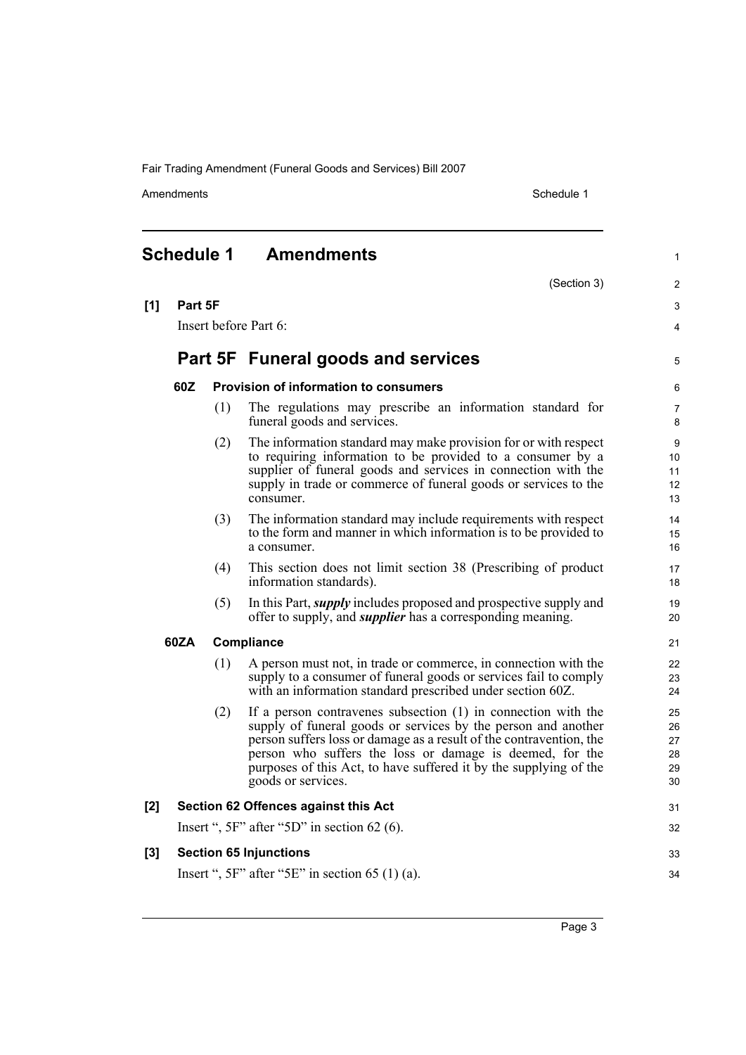# Schedule 1 Amendments

(Section 3)

**[1] Part 5F**

Insert before Part 6:

## Part 5F Funeral goods and services

### 60Z Provision of information to consumers

(1) The regulations may prescribe an information standard for funeral goods and services.

(2) The information standard may make provision for or with respect to requiring information to be provided to a consumer by a supplier of funeral goods and services in connection with the supply in trade or commerce of funeral goods or services to the consumer.

(3) The information standard may include requirements with respect to the form and manner in which information is to be provided to a consumer.

(4) This section does not limit section 38 (Prescribing of product information standards).

(5) In this Part, ***supply*** includes proposed and prospective supply and offer to supply, and ***supplier*** has a corresponding meaning.

### 60ZA Compliance

(1) A person must not, in trade or commerce, in connection with the supply to a consumer of funeral goods or services fail to comply with an information standard prescribed under section 60Z.

(2) If a person contravenes subsection (1) in connection with the supply of funeral goods or services by the person and another person suffers loss or damage as a result of the contravention, the person who suffers the loss or damage is deemed, for the purposes of this Act, to have suffered it by the supplying of the goods or services.

**[2] Section 62 Offences against this Act**

Insert ", 5F" after "5D" in section 62 (6).

**[3] Section 65 Injunctions**

Insert ", 5F" after "5E" in section 65 (1) (a).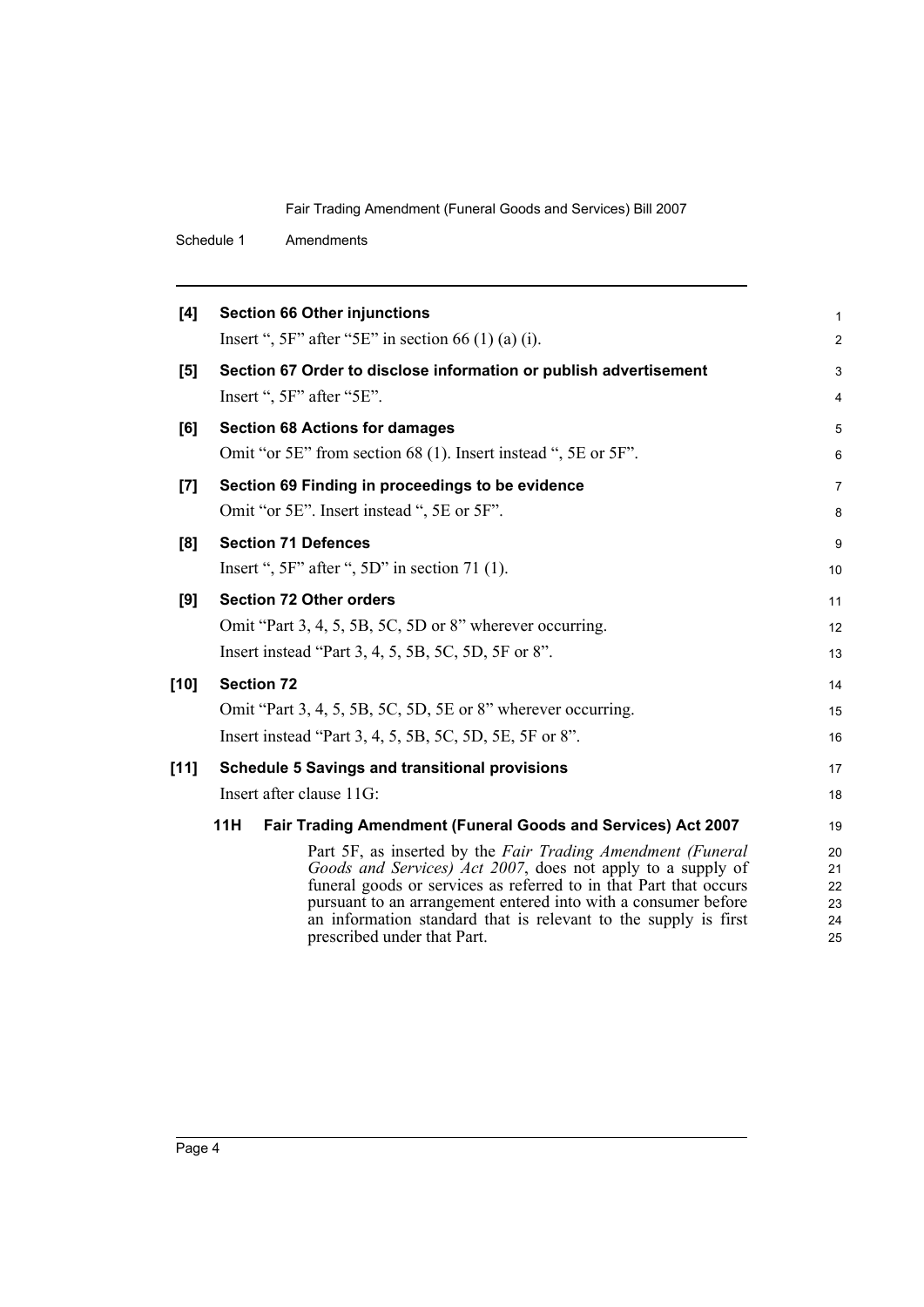**[4] Section 66 Other injunctions**

Insert ", 5F" after "5E" in section 66 (1) (a) (i).

**[5] Section 67 Order to disclose information or publish advertisement**

Insert ", 5F" after "5E".

**[6] Section 68 Actions for damages**

Omit "or 5E" from section 68 (1). Insert instead ", 5E or 5F".

**[7] Section 69 Finding in proceedings to be evidence**

Omit "or 5E". Insert instead ", 5E or 5F".

**[8] Section 71 Defences**

Insert ", 5F" after ", 5D" in section 71 (1).

**[9] Section 72 Other orders**

Omit "Part 3, 4, 5, 5B, 5C, 5D or 8" wherever occurring.

Insert instead "Part 3, 4, 5, 5B, 5C, 5D, 5F or 8".

**[10] Section 72**

Omit "Part 3, 4, 5, 5B, 5C, 5D, 5E or 8" wherever occurring.

Insert instead "Part 3, 4, 5, 5B, 5C, 5D, 5E, 5F or 8".

**[11] Schedule 5 Savings and transitional provisions**

Insert after clause 11G:

**11H Fair Trading Amendment (Funeral Goods and Services) Act 2007**

Part 5F, as inserted by the *Fair Trading Amendment (Funeral Goods and Services) Act 2007*, does not apply to a supply of funeral goods or services as referred to in that Part that occurs pursuant to an arrangement entered into with a consumer before an information standard that is relevant to the supply is first prescribed under that Part.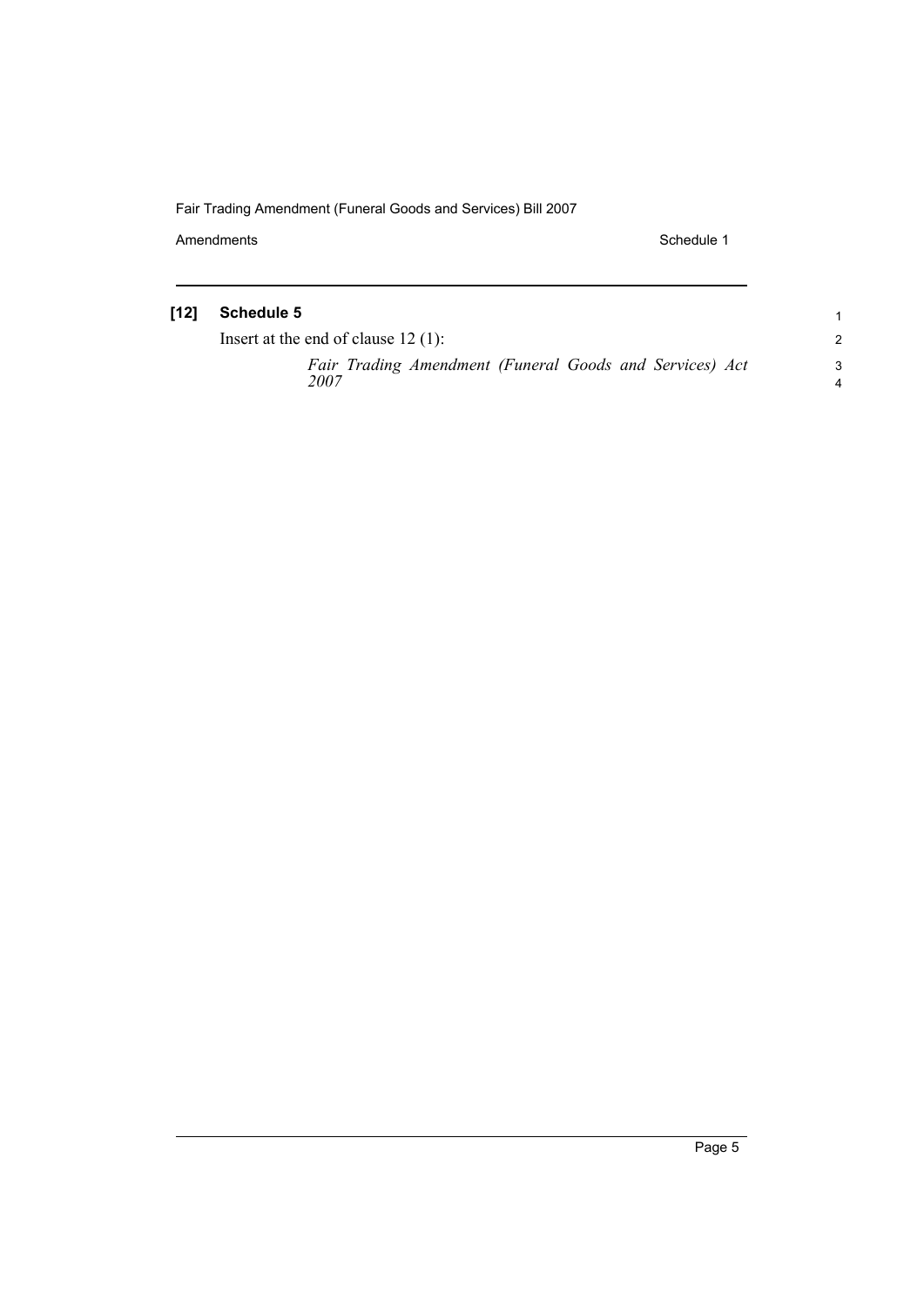**[12] Schedule 5**

Insert at the end of clause 12 (1):

*Fair Trading Amendment (Funeral Goods and Services) Act 2007*